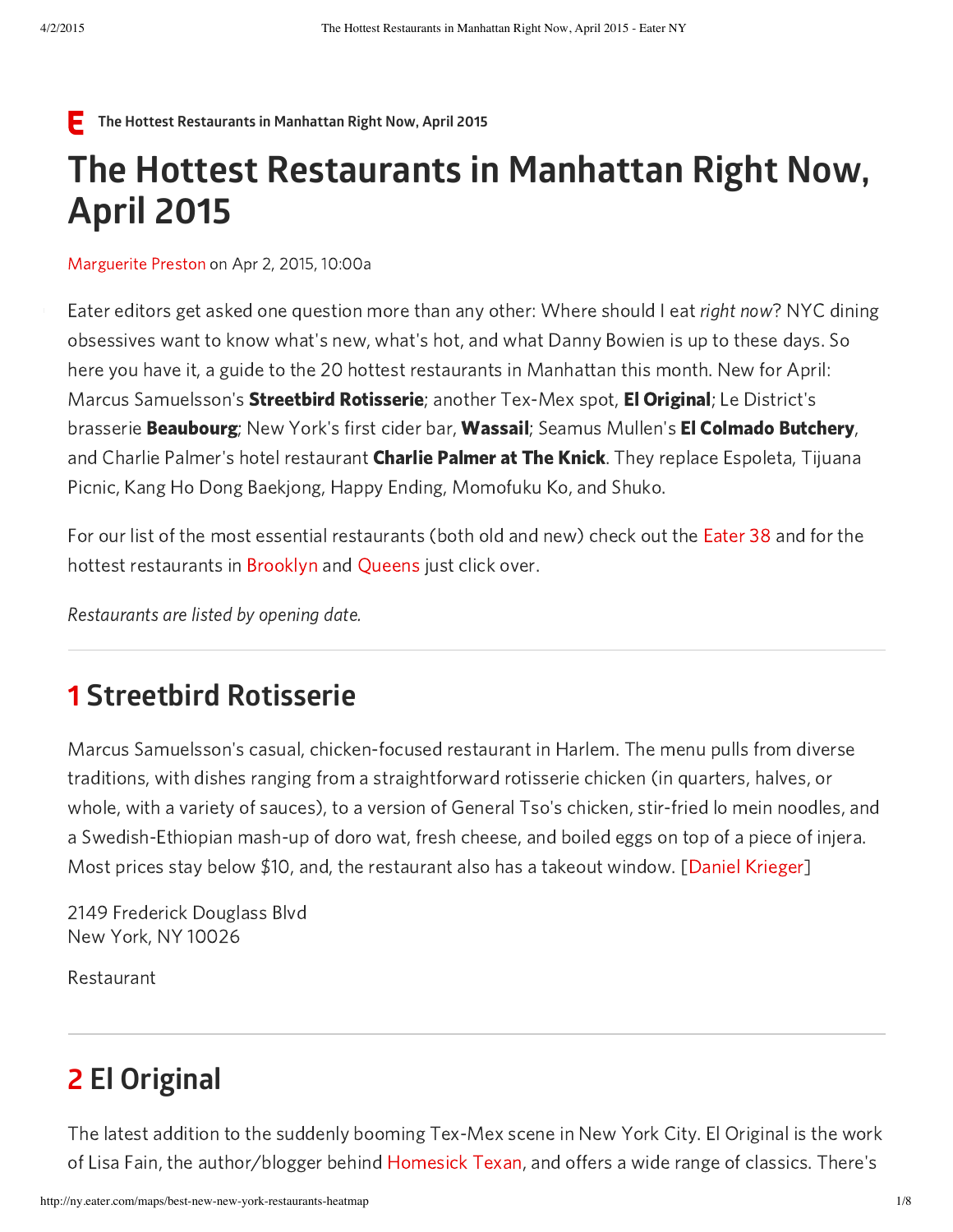# The Hottest Restaurants in Manhattan Right Now, April 2015

Marguerite Preston on Apr 2, 2015, 10:00a

Eater editors get asked one question more than any other: Where should I eat *right now*? NYC dining obsessives want to know what's new, what's hot, and what Danny Bowien is up to these days. So here you have it, a guide to the 20 hottest restaurants in Manhattan this month. New for April: Marcus Samuelsson's **Streetbird Rotisserie**; another Tex-Mex spot, **El Original**; Le District's brasserie **Beaubourg**; New York's first cider bar, **Wassail**; Seamus Mullen's **El Colmado Butchery**, and Charlie Palmer's hotel restaurant **Charlie Palmer at The Knick**. They replace Espoleta, Tijuana Picnic, Kang Ho Dong Baekjong, Happy Ending, Momofuku Ko, and Shuko.

For our list of the most essential restaurants (both old and new) check out the Eater 38 and for the hottest restaurants in Brooklyn and Queens just click over.

*Restaurants are listed by opening date.*

---

## 1 Streetbird Rotisserie

Marcus Samuelsson's casual, chicken-focused restaurant in Harlem. The menu pulls from diverse traditions, with dishes ranging from a straightforward rotisserie chicken (in quarters, halves, or whole, with a variety of sauces), to a version of General Tso's chicken, stir-fried lo mein noodles, and a Swedish-Ethiopian mash-up of doro wat, fresh cheese, and boiled eggs on top of a piece of injera. Most prices stay below $10, and, the restaurant also has a takeout window. [Daniel Krieger]

2149 Frederick Douglass Blvd
New York, NY 10026

Restaurant

---

## 2 El Original

The latest addition to the suddenly booming Tex-Mex scene in New York City. El Original is the work of Lisa Fain, the author/blogger behind Homesick Texan, and offers a wide range of classics. There's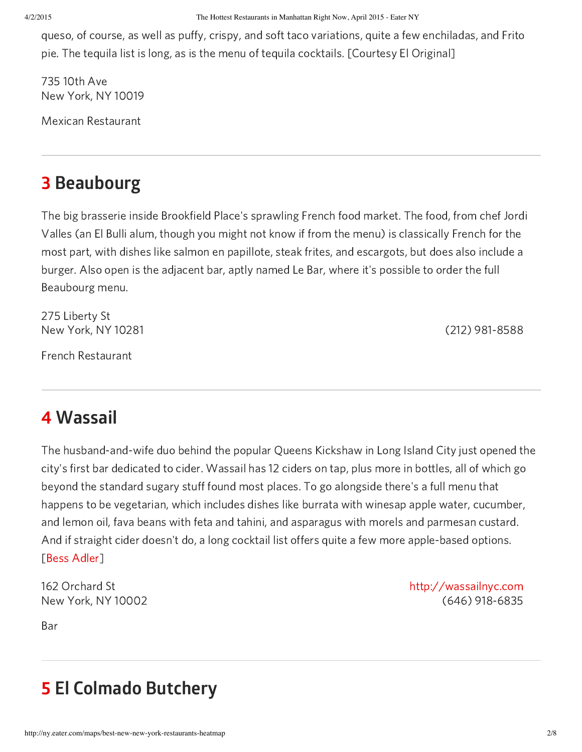queso, of course, as well as puffy, crispy, and soft taco variations, quite a few enchiladas, and Frito pie. The tequila list is long, as is the menu of tequila cocktails. [Courtesy El Original]

735 10th Ave
New York, NY 10019

Mexican Restaurant

---

## 3 Beaubourg

The big brasserie inside Brookfield Place's sprawling French food market. The food, from chef Jordi Valles (an El Bulli alum, though you might not know if from the menu) is classically French for the most part, with dishes like salmon en papillote, steak frites, and escargots, but does also include a burger. Also open is the adjacent bar, aptly named Le Bar, where it's possible to order the full Beaubourg menu.

275 Liberty St
New York, NY 10281

(212) 981-8588

French Restaurant

---

## 4 Wassail

The husband-and-wife duo behind the popular Queens Kickshaw in Long Island City just opened the city's first bar dedicated to cider. Wassail has 12 ciders on tap, plus more in bottles, all of which go beyond the standard sugary stuff found most places. To go alongside there's a full menu that happens to be vegetarian, which includes dishes like burrata with winesap apple water, cucumber, and lemon oil, fava beans with feta and tahini, and asparagus with morels and parmesan custard. And if straight cider doesn't do, a long cocktail list offers quite a few more apple-based options. [Bess Adler]

162 Orchard St
New York, NY 10002

http://wassailnyc.com
(646) 918-6835

Bar

---

## 5 El Colmado Butchery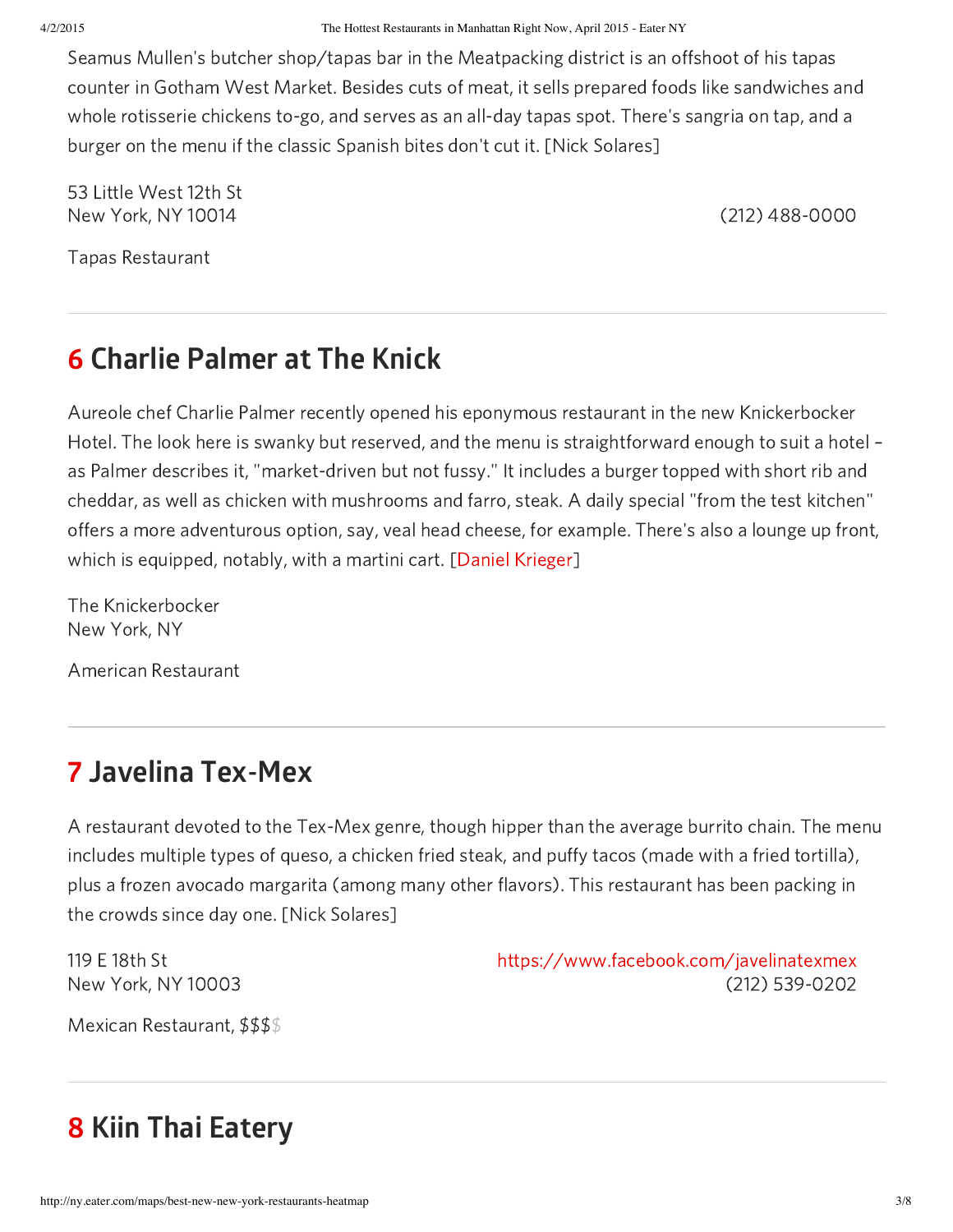Seamus Mullen's butcher shop/tapas bar in the Meatpacking district is an offshoot of his tapas counter in Gotham West Market. Besides cuts of meat, it sells prepared foods like sandwiches and whole rotisserie chickens to-go, and serves as an all-day tapas spot. There's sangria on tap, and a burger on the menu if the classic Spanish bites don't cut it. [Nick Solares]

53 Little West 12th St
New York, NY 10014

(212) 488-0000

Tapas Restaurant

---

## 6 Charlie Palmer at The Knick

Aureole chef Charlie Palmer recently opened his eponymous restaurant in the new Knickerbocker Hotel. The look here is swanky but reserved, and the menu is straightforward enough to suit a hotel – as Palmer describes it, "market-driven but not fussy." It includes a burger topped with short rib and cheddar, as well as chicken with mushrooms and farro, steak. A daily special "from the test kitchen" offers a more adventurous option, say, veal head cheese, for example. There's also a lounge up front, which is equipped, notably, with a martini cart. [Daniel Krieger]

The Knickerbocker
New York, NY

American Restaurant

---

## 7 Javelina Tex-Mex

A restaurant devoted to the Tex-Mex genre, though hipper than the average burrito chain. The menu includes multiple types of queso, a chicken fried steak, and puffy tacos (made with a fried tortilla), plus a frozen avocado margarita (among many other flavors). This restaurant has been packing in the crowds since day one. [Nick Solares]

119 E 18th St
New York, NY 10003

https://www.facebook.com/javelinatexmex
(212) 539-0202

Mexican Restaurant, $$$$

---

## 8 Kiin Thai Eatery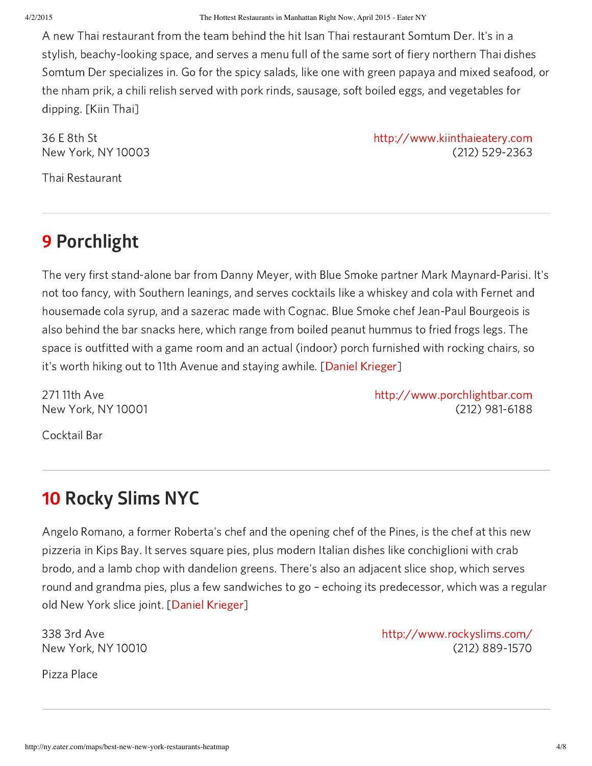A new Thai restaurant from the team behind the hit Isan Thai restaurant Somtum Der. It's in a stylish, beachy-looking space, and serves a menu full of the same sort of fiery northern Thai dishes Somtum Der specializes in. Go for the spicy salads, like one with green papaya and mixed seafood, or the nham prik, a chili relish served with pork rinds, sausage, soft boiled eggs, and vegetables for dipping. [Kiin Thai]

36 E 8th St
New York, NY 10003

http://www.kiinthaieatery.com
(212) 529-2363

Thai Restaurant

---

## 9 Porchlight

The very first stand-alone bar from Danny Meyer, with Blue Smoke partner Mark Maynard-Parisi. It's not too fancy, with Southern leanings, and serves cocktails like a whiskey and cola with Fernet and housemade cola syrup, and a sazerac made with Cognac. Blue Smoke chef Jean-Paul Bourgeois is also behind the bar snacks here, which range from boiled peanut hummus to fried frogs legs. The space is outfitted with a game room and an actual (indoor) porch furnished with rocking chairs, so it's worth hiking out to 11th Avenue and staying awhile. [Daniel Krieger]

271 11th Ave
New York, NY 10001

http://www.porchlightbar.com
(212) 981-6188

Cocktail Bar

---

## 10 Rocky Slims NYC

Angelo Romano, a former Roberta's chef and the opening chef of the Pines, is the chef at this new pizzeria in Kips Bay. It serves square pies, plus modern Italian dishes like conchiglioni with crab brodo, and a lamb chop with dandelion greens. There's also an adjacent slice shop, which serves round and grandma pies, plus a few sandwiches to go – echoing its predecessor, which was a regular old New York slice joint. [Daniel Krieger]

338 3rd Ave
New York, NY 10010

http://www.rockyslims.com/
(212) 889-1570

Pizza Place

---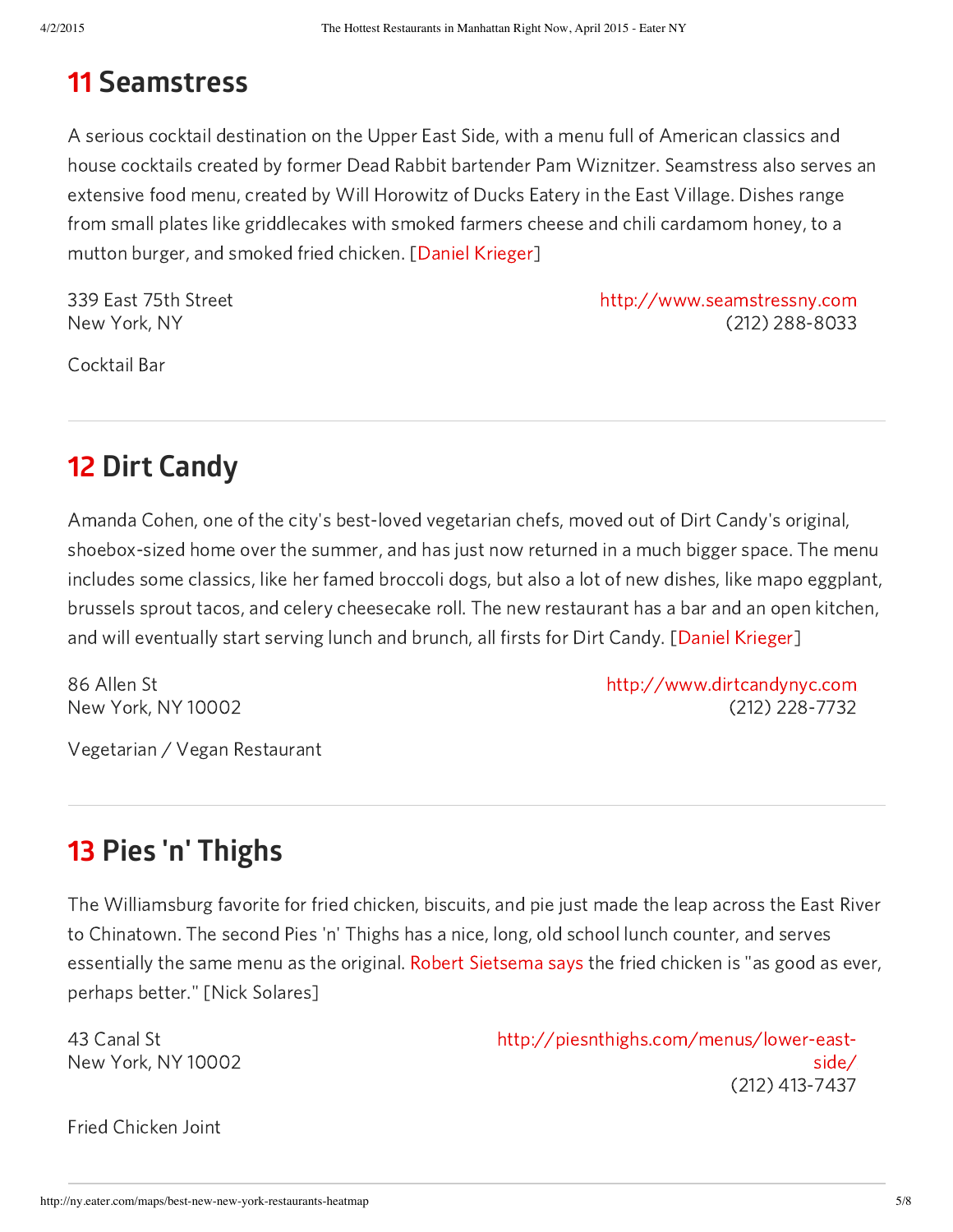## 11 Seamstress

A serious cocktail destination on the Upper East Side, with a menu full of American classics and house cocktails created by former Dead Rabbit bartender Pam Wiznitzer. Seamstress also serves an extensive food menu, created by Will Horowitz of Ducks Eatery in the East Village. Dishes range from small plates like griddlecakes with smoked farmers cheese and chili cardamom honey, to a mutton burger, and smoked fried chicken. [Daniel Krieger]

339 East 75th Street
New York, NY

http://www.seamstressny.com
(212) 288-8033

Cocktail Bar

---

## 12 Dirt Candy

Amanda Cohen, one of the city's best-loved vegetarian chefs, moved out of Dirt Candy's original, shoebox-sized home over the summer, and has just now returned in a much bigger space. The menu includes some classics, like her famed broccoli dogs, but also a lot of new dishes, like mapo eggplant, brussels sprout tacos, and celery cheesecake roll. The new restaurant has a bar and an open kitchen, and will eventually start serving lunch and brunch, all firsts for Dirt Candy. [Daniel Krieger]

86 Allen St
New York, NY 10002

http://www.dirtcandynyc.com
(212) 228-7732

Vegetarian / Vegan Restaurant

---

## 13 Pies 'n' Thighs

The Williamsburg favorite for fried chicken, biscuits, and pie just made the leap across the East River to Chinatown. The second Pies 'n' Thighs has a nice, long, old school lunch counter, and serves essentially the same menu as the original. Robert Sietsema says the fried chicken is "as good as ever, perhaps better." [Nick Solares]

43 Canal St
New York, NY 10002

http://piesnthighs.com/menus/lower-east-side/
(212) 413-7437

Fried Chicken Joint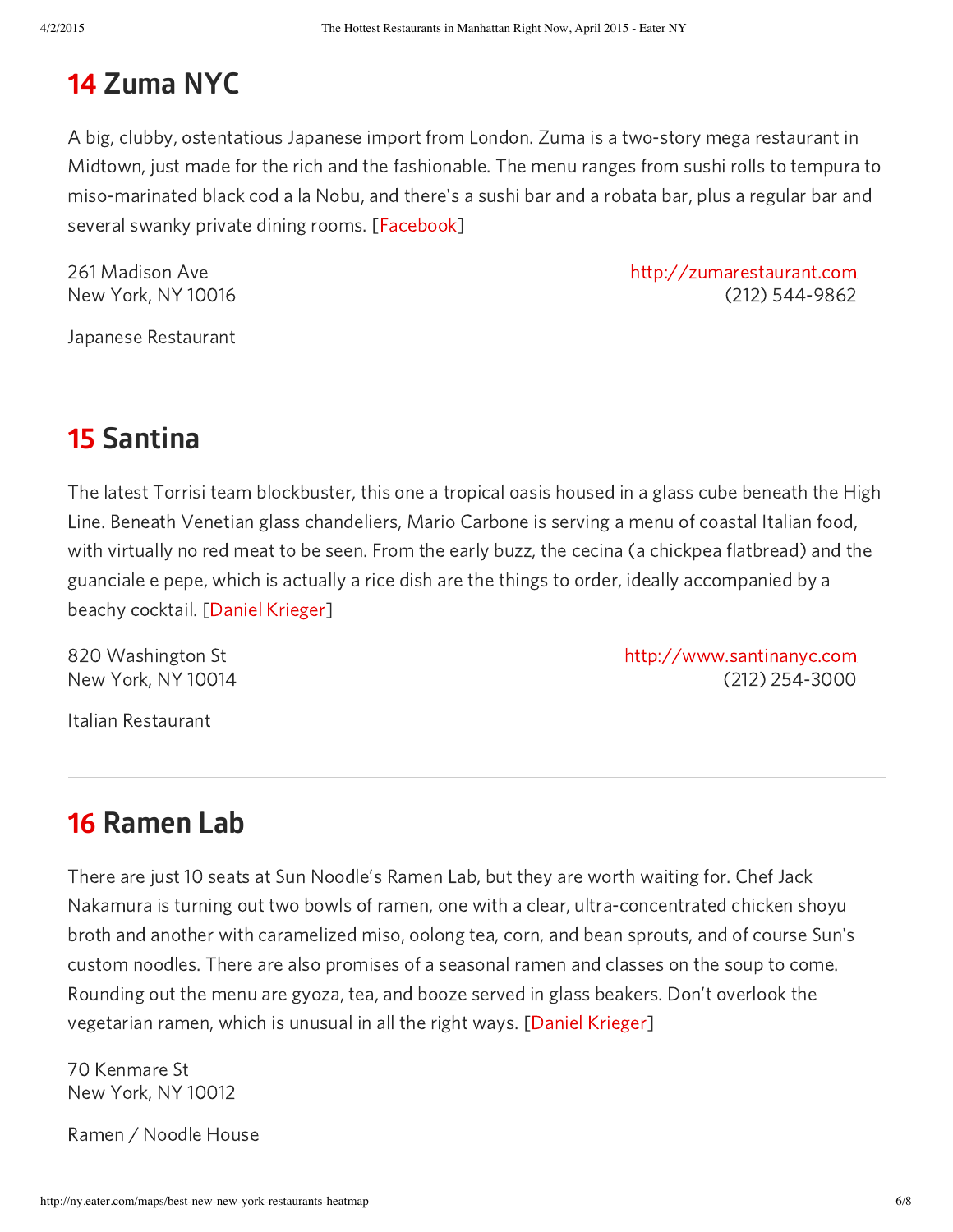## 14 Zuma NYC

A big, clubby, ostentatious Japanese import from London. Zuma is a two-story mega restaurant in Midtown, just made for the rich and the fashionable. The menu ranges from sushi rolls to tempura to miso-marinated black cod a la Nobu, and there's a sushi bar and a robata bar, plus a regular bar and several swanky private dining rooms. [Facebook]

261 Madison Ave
New York, NY 10016

http://zumarestaurant.com
(212) 544-9862

Japanese Restaurant

---

## 15 Santina

The latest Torrisi team blockbuster, this one a tropical oasis housed in a glass cube beneath the High Line. Beneath Venetian glass chandeliers, Mario Carbone is serving a menu of coastal Italian food, with virtually no red meat to be seen. From the early buzz, the cecina (a chickpea flatbread) and the guanciale e pepe, which is actually a rice dish are the things to order, ideally accompanied by a beachy cocktail. [Daniel Krieger]

820 Washington St
New York, NY 10014

http://www.santinanyc.com
(212) 254-3000

Italian Restaurant

---

## 16 Ramen Lab

There are just 10 seats at Sun Noodle's Ramen Lab, but they are worth waiting for. Chef Jack Nakamura is turning out two bowls of ramen, one with a clear, ultra-concentrated chicken shoyu broth and another with caramelized miso, oolong tea, corn, and bean sprouts, and of course Sun's custom noodles. There are also promises of a seasonal ramen and classes on the soup to come. Rounding out the menu are gyoza, tea, and booze served in glass beakers. Don't overlook the vegetarian ramen, which is unusual in all the right ways. [Daniel Krieger]

70 Kenmare St
New York, NY 10012

Ramen / Noodle House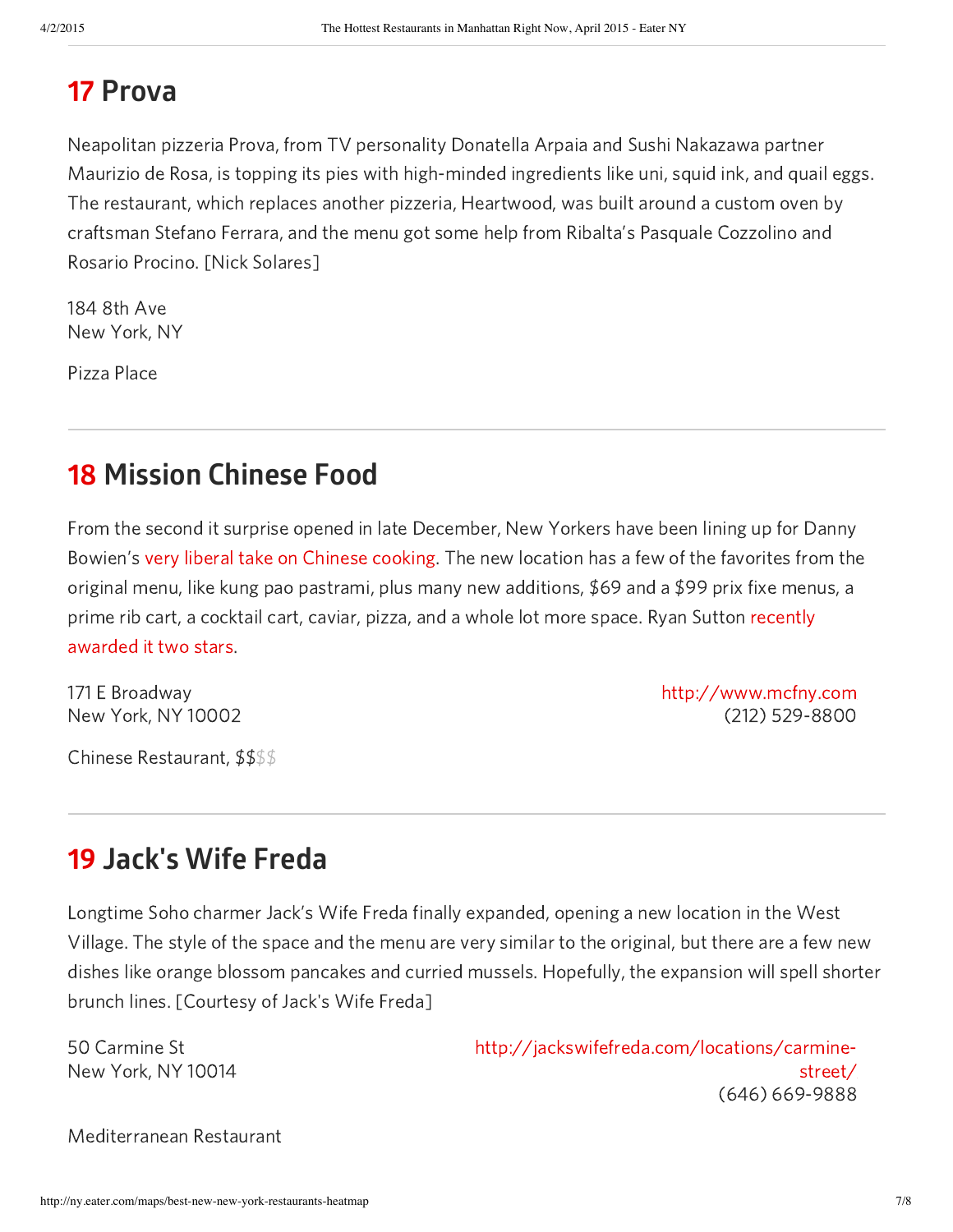## 17 Prova

Neapolitan pizzeria Prova, from TV personality Donatella Arpaia and Sushi Nakazawa partner Maurizio de Rosa, is topping its pies with high-minded ingredients like uni, squid ink, and quail eggs. The restaurant, which replaces another pizzeria, Heartwood, was built around a custom oven by craftsman Stefano Ferrara, and the menu got some help from Ribalta's Pasquale Cozzolino and Rosario Procino. [Nick Solares]

184 8th Ave
New York, NY

Pizza Place

---

## 18 Mission Chinese Food

From the second it surprise opened in late December, New Yorkers have been lining up for Danny Bowien's very liberal take on Chinese cooking. The new location has a few of the favorites from the original menu, like kung pao pastrami, plus many new additions, $69 and a $99 prix fixe menus, a prime rib cart, a cocktail cart, caviar, pizza, and a whole lot more space. Ryan Sutton recently awarded it two stars.

171 E Broadway
New York, NY 10002

http://www.mcfny.com
(212) 529-8800

Chinese Restaurant, $$$$

---

## 19 Jack's Wife Freda

Longtime Soho charmer Jack's Wife Freda finally expanded, opening a new location in the West Village. The style of the space and the menu are very similar to the original, but there are a few new dishes like orange blossom pancakes and curried mussels. Hopefully, the expansion will spell shorter brunch lines. [Courtesy of Jack's Wife Freda]

50 Carmine St
New York, NY 10014

http://jackswifefreda.com/locations/carmine-street/
(646) 669-9888

Mediterranean Restaurant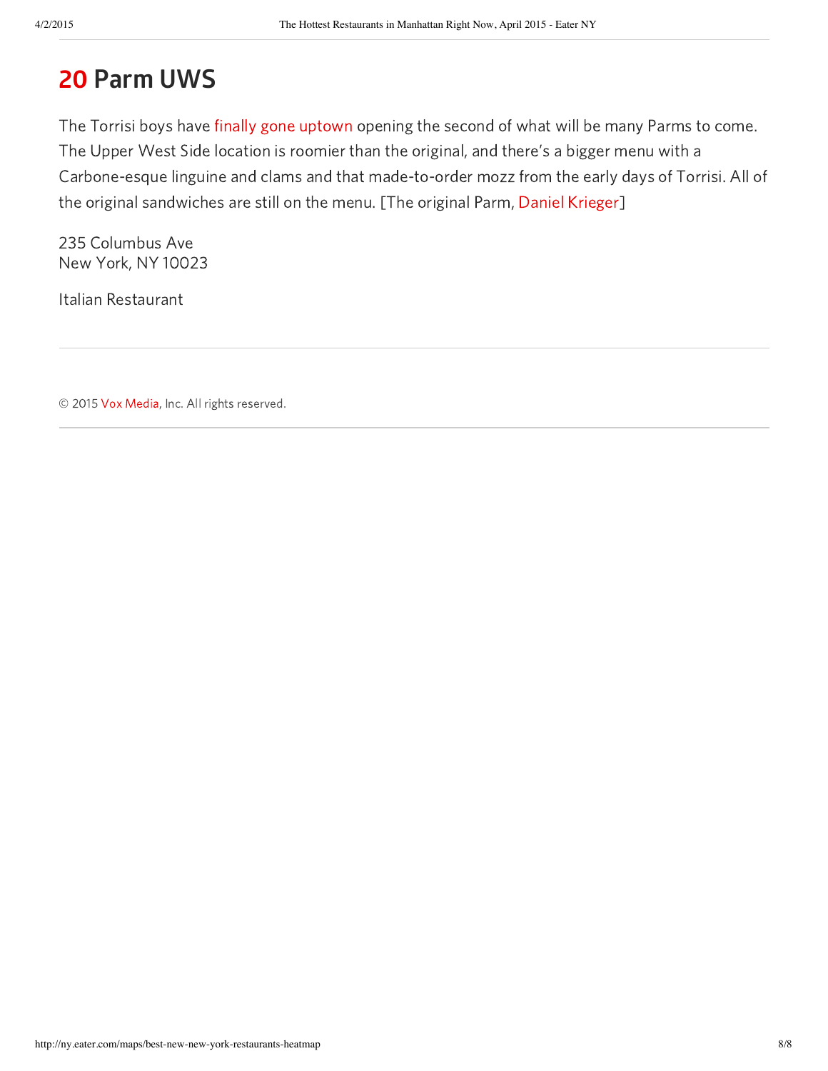## 20 Parm UWS

The Torrisi boys have finally gone uptown opening the second of what will be many Parms to come. The Upper West Side location is roomier than the original, and there's a bigger menu with a Carbone-esque linguine and clams and that made-to-order mozz from the early days of Torrisi. All of the original sandwiches are still on the menu. [The original Parm, Daniel Krieger]

235 Columbus Ave
New York, NY 10023

Italian Restaurant

---

© 2015 Vox Media, Inc. All rights reserved.